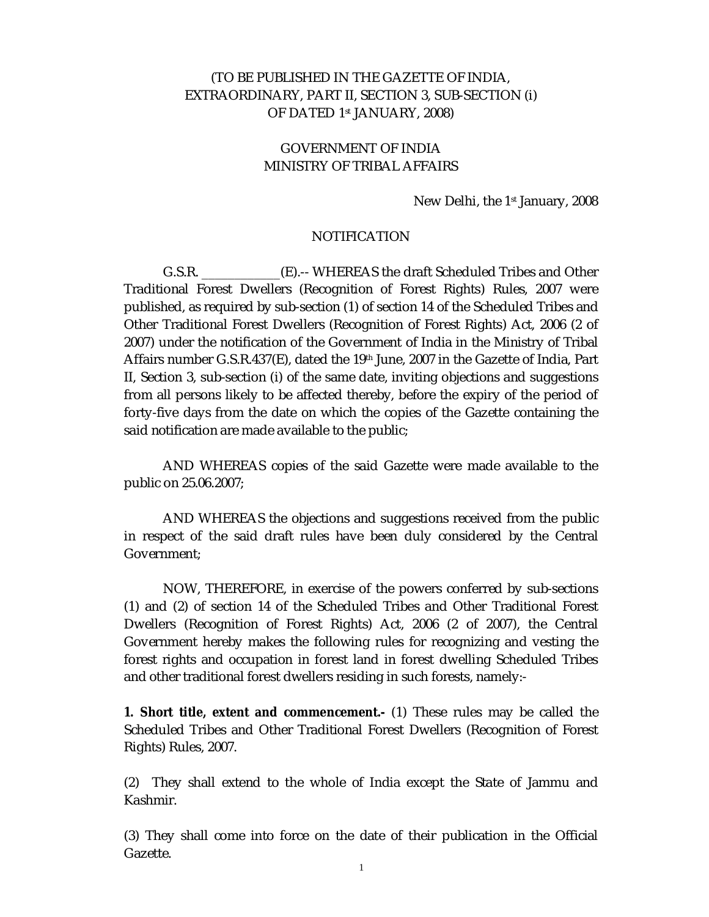(TO BE PUBLISHED IN THE GAZETTE OF INDIA,
EXTRAORDINARY, PART II, SECTION 3, SUB-SECTION (i)
OF DATED 1st JANUARY, 2008)

GOVERNMENT OF INDIA
MINISTRY OF TRIBAL AFFAIRS

New Delhi, the 1st January, 2008

NOTIFICATION

G.S.R. ____________(E).-- WHEREAS the draft Scheduled Tribes and Other Traditional Forest Dwellers (Recognition of Forest Rights) Rules, 2007 were published, as required by sub-section (1) of section 14 of the Scheduled Tribes and Other Traditional Forest Dwellers (Recognition of Forest Rights) Act, 2006 (2 of 2007) under the notification of the Government of India in the Ministry of Tribal Affairs number G.S.R.437(E), dated the 19th June, 2007 in the Gazette of India, Part II, Section 3, sub-section (i) of the same date, inviting objections and suggestions from all persons likely to be affected thereby, before the expiry of the period of forty-five days from the date on which the copies of the Gazette containing the said notification are made available to the public;

AND WHEREAS copies of the said Gazette were made available to the public on 25.06.2007;

AND WHEREAS the objections and suggestions received from the public in respect of the said draft rules have been duly considered by the Central Government;

NOW, THEREFORE, in exercise of the powers conferred by sub-sections (1) and (2) of section 14 of the Scheduled Tribes and Other Traditional Forest Dwellers (Recognition of Forest Rights) Act, 2006 (2 of 2007), the Central Government hereby makes the following rules for recognizing and vesting the forest rights and occupation in forest land in forest dwelling Scheduled Tribes and other traditional forest dwellers residing in such forests, namely:-

**1. Short title, extent and commencement.-** (1) These rules may be called the Scheduled Tribes and Other Traditional Forest Dwellers (Recognition of Forest Rights) Rules, 2007.

(2) They shall extend to the whole of India except the State of Jammu and Kashmir.

(3) They shall come into force on the date of their publication in the Official Gazette.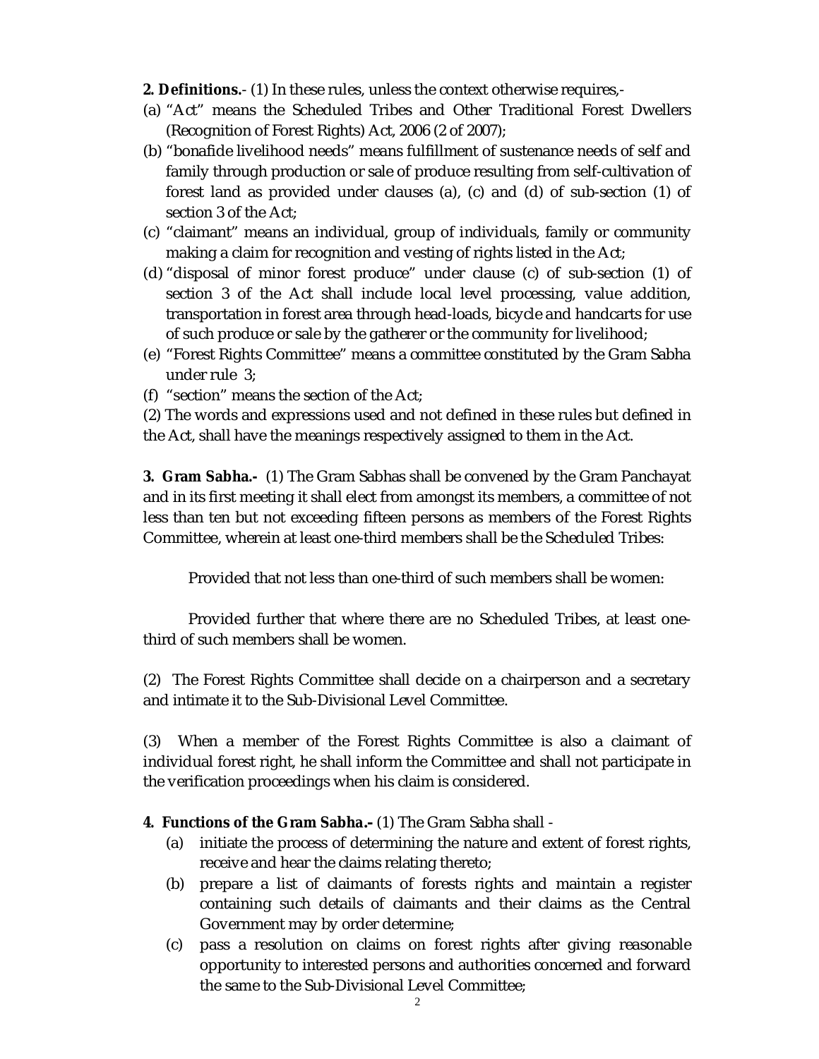**2. Definitions.**- (1) In these rules, unless the context otherwise requires,-

(a) "Act" means the Scheduled Tribes and Other Traditional Forest Dwellers (Recognition of Forest Rights) Act, 2006 (2 of 2007);

(b) "bonafide livelihood needs" means fulfillment of sustenance needs of self and family through production or sale of produce resulting from self-cultivation of forest land as provided under clauses (a), (c) and (d) of sub-section (1) of section 3 of the Act;

(c) "claimant" means an individual, group of individuals, family or community making a claim for recognition and vesting of rights listed in the Act;

(d) "disposal of minor forest produce" under clause (c) of sub-section (1) of section 3 of the Act shall include local level processing, value addition, transportation in forest area through head-loads, bicycle and handcarts for use of such produce or sale by the gatherer or the community for livelihood;

(e) "Forest Rights Committee" means a committee constituted by the Gram Sabha under rule 3;

(f) "section" means the section of the Act;

(2) The words and expressions used and not defined in these rules but defined in the Act, shall have the meanings respectively assigned to them in the Act.

**3. Gram Sabha.-** (1) The Gram Sabhas shall be convened by the Gram Panchayat and in its first meeting it shall elect from amongst its members, a committee of not less than ten but not exceeding fifteen persons as members of the Forest Rights Committee, wherein at least one-third members shall be the Scheduled Tribes:

Provided that not less than one-third of such members shall be women:

Provided further that where there are no Scheduled Tribes, at least one-third of such members shall be women.

(2) The Forest Rights Committee shall decide on a chairperson and a secretary and intimate it to the Sub-Divisional Level Committee.

(3) When a member of the Forest Rights Committee is also a claimant of individual forest right, he shall inform the Committee and shall not participate in the verification proceedings when his claim is considered.

**4. Functions of the Gram Sabha.-** (1) The Gram Sabha shall -

(a) initiate the process of determining the nature and extent of forest rights, receive and hear the claims relating thereto;

(b) prepare a list of claimants of forests rights and maintain a register containing such details of claimants and their claims as the Central Government may by order determine;

(c) pass a resolution on claims on forest rights after giving reasonable opportunity to interested persons and authorities concerned and forward the same to the Sub-Divisional Level Committee;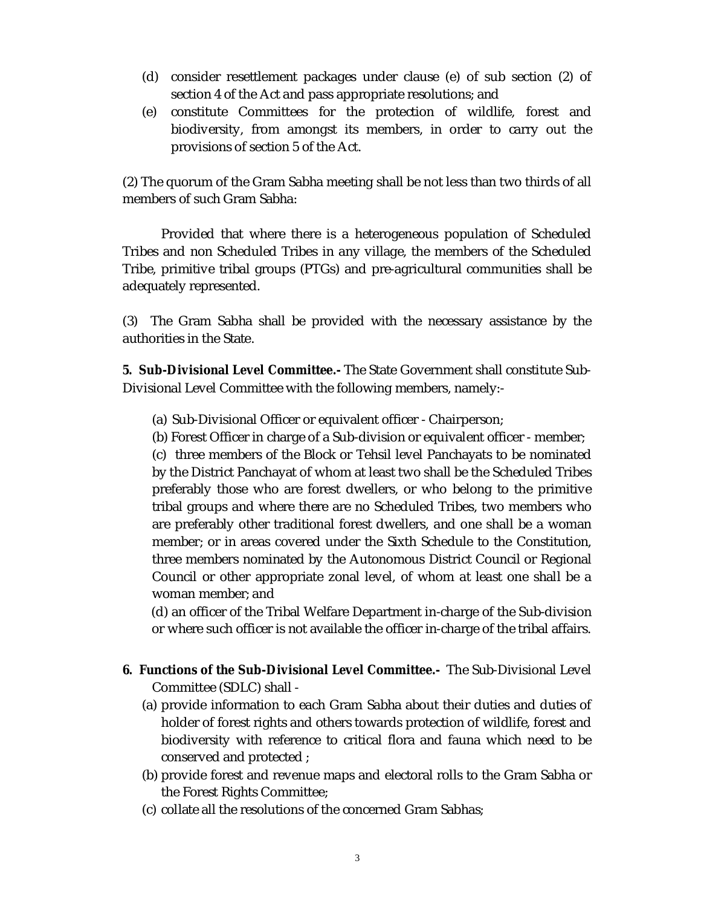(d) consider resettlement packages under clause (e) of sub section (2) of section 4 of the Act and pass appropriate resolutions; and

(e) constitute Committees for the protection of wildlife, forest and biodiversity, from amongst its members, in order to carry out the provisions of section 5 of the Act.

(2) The quorum of the Gram Sabha meeting shall be not less than two thirds of all members of such Gram Sabha:

Provided that where there is a heterogeneous population of Scheduled Tribes and non Scheduled Tribes in any village, the members of the Scheduled Tribe, primitive tribal groups (PTGs) and pre-agricultural communities shall be adequately represented.

(3) The Gram Sabha shall be provided with the necessary assistance by the authorities in the State.

**5. Sub-Divisional Level Committee.-** The State Government shall constitute Sub-Divisional Level Committee with the following members, namely:-

(a) Sub-Divisional Officer or equivalent officer - Chairperson;

(b) Forest Officer in charge of a Sub-division or equivalent officer - member;

(c) three members of the Block or Tehsil level Panchayats to be nominated by the District Panchayat of whom at least two shall be the Scheduled Tribes preferably those who are forest dwellers, or who belong to the primitive tribal groups and where there are no Scheduled Tribes, two members who are preferably other traditional forest dwellers, and one shall be a woman member; or in areas covered under the Sixth Schedule to the Constitution, three members nominated by the Autonomous District Council or Regional Council or other appropriate zonal level, of whom at least one shall be a woman member; and

(d) an officer of the Tribal Welfare Department in-charge of the Sub-division or where such officer is not available the officer in-charge of the tribal affairs.

**6. Functions of the Sub-Divisional Level Committee.-** The Sub-Divisional Level Committee (SDLC) shall -

(a) provide information to each Gram Sabha about their duties and duties of holder of forest rights and others towards protection of wildlife, forest and biodiversity with reference to critical flora and fauna which need to be conserved and protected ;

(b) provide forest and revenue maps and electoral rolls to the Gram Sabha or the Forest Rights Committee;

(c) collate all the resolutions of the concerned Gram Sabhas;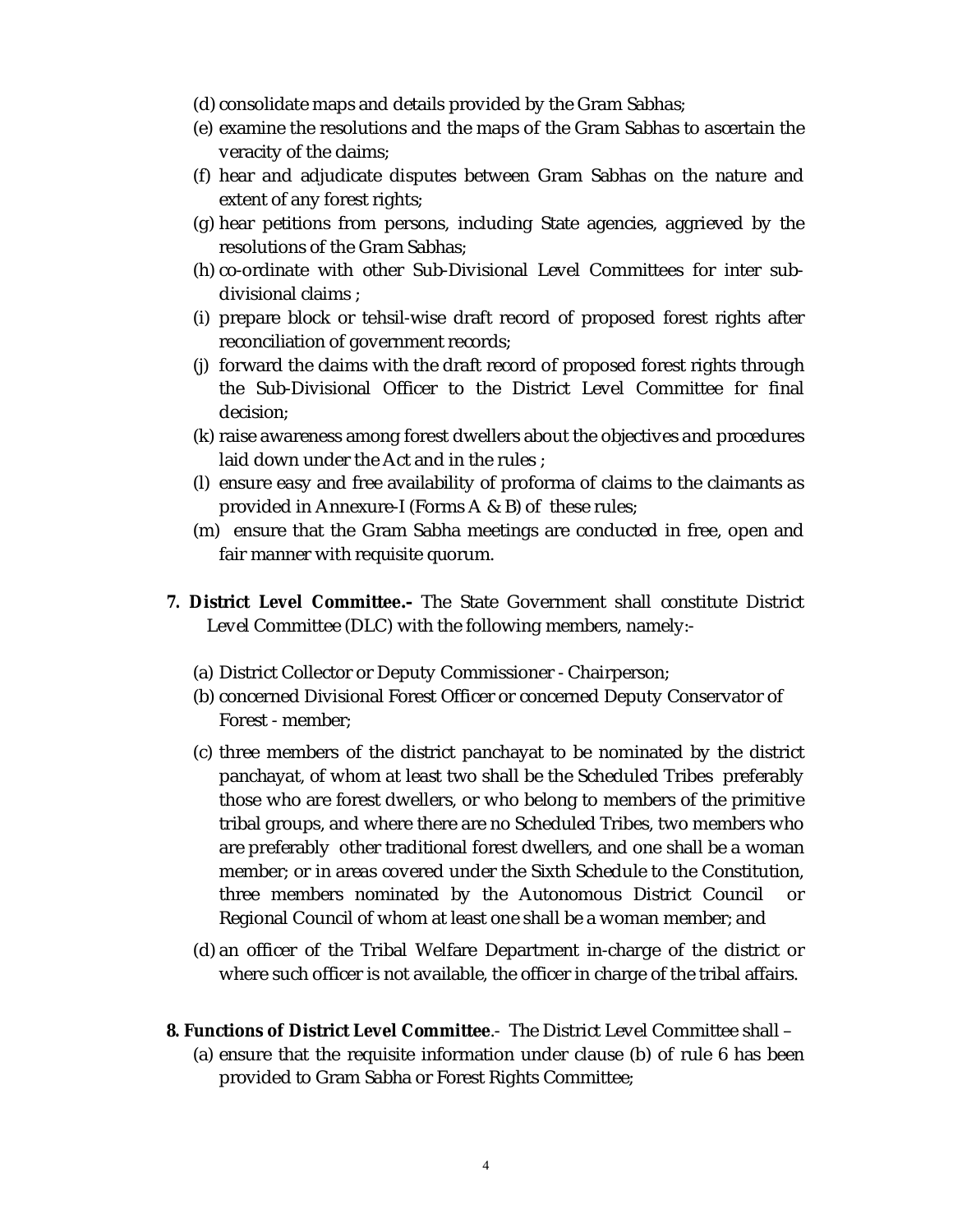(d) consolidate maps and details provided by the Gram Sabhas;

(e) examine the resolutions and the maps of the Gram Sabhas to ascertain the veracity of the claims;

(f) hear and adjudicate disputes between Gram Sabhas on the nature and extent of any forest rights;

(g) hear petitions from persons, including State agencies, aggrieved by the resolutions of the Gram Sabhas;

(h) co-ordinate with other Sub-Divisional Level Committees for inter sub-divisional claims ;

(i) prepare block or tehsil-wise draft record of proposed forest rights after reconciliation of government records;

(j) forward the claims with the draft record of proposed forest rights through the Sub-Divisional Officer to the District Level Committee for final decision;

(k) raise awareness among forest dwellers about the objectives and procedures laid down under the Act and in the rules ;

(l) ensure easy and free availability of proforma of claims to the claimants as provided in Annexure-I (Forms A & B) of these rules;

(m) ensure that the Gram Sabha meetings are conducted in free, open and fair manner with requisite quorum.

**7. District Level Committee.-** The State Government shall constitute District Level Committee (DLC) with the following members, namely:-

(a) District Collector or Deputy Commissioner - Chairperson;

(b) concerned Divisional Forest Officer or concerned Deputy Conservator of Forest - member;

(c) three members of the district panchayat to be nominated by the district panchayat, of whom at least two shall be the Scheduled Tribes preferably those who are forest dwellers, or who belong to members of the primitive tribal groups, and where there are no Scheduled Tribes, two members who are preferably other traditional forest dwellers, and one shall be a woman member; or in areas covered under the Sixth Schedule to the Constitution, three members nominated by the Autonomous District Council or Regional Council of whom at least one shall be a woman member; and

(d) an officer of the Tribal Welfare Department in-charge of the district or where such officer is not available, the officer in charge of the tribal affairs.

**8. Functions of District Level Committee**.- The District Level Committee shall –

(a) ensure that the requisite information under clause (b) of rule 6 has been provided to Gram Sabha or Forest Rights Committee;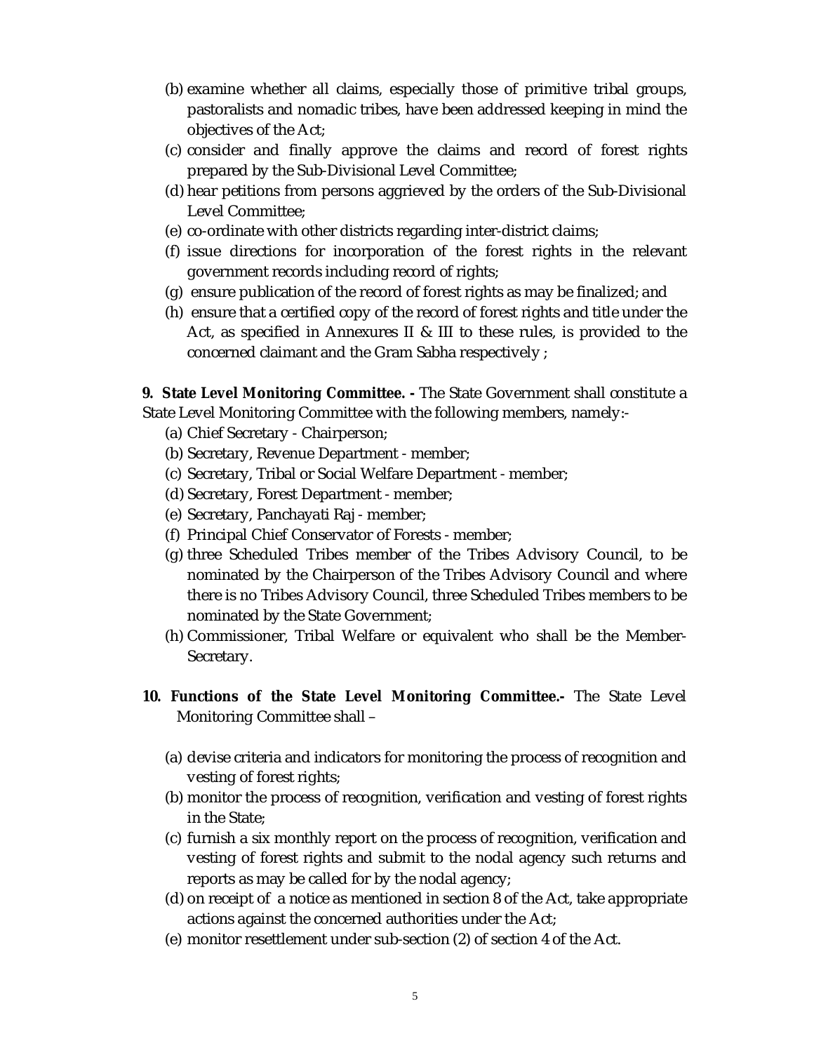(b) examine whether all claims, especially those of primitive tribal groups, pastoralists and nomadic tribes, have been addressed keeping in mind the objectives of the Act;

(c) consider and finally approve the claims and record of forest rights prepared by the Sub-Divisional Level Committee;

(d) hear petitions from persons aggrieved by the orders of the Sub-Divisional Level Committee;

(e) co-ordinate with other districts regarding inter-district claims;

(f) issue directions for incorporation of the forest rights in the relevant government records including record of rights;

(g) ensure publication of the record of forest rights as may be finalized; and

(h) ensure that a certified copy of the record of forest rights and title under the Act, as specified in Annexures II & III to these rules, is provided to the concerned claimant and the Gram Sabha respectively ;

**9. State Level Monitoring Committee. -** The State Government shall constitute a State Level Monitoring Committee with the following members, namely:-

(a) Chief Secretary - Chairperson;

(b) Secretary, Revenue Department - member;

(c) Secretary, Tribal or Social Welfare Department - member;

(d) Secretary, Forest Department - member;

(e) Secretary, Panchayati Raj - member;

(f) Principal Chief Conservator of Forests - member;

(g) three Scheduled Tribes member of the Tribes Advisory Council, to be nominated by the Chairperson of the Tribes Advisory Council and where there is no Tribes Advisory Council, three Scheduled Tribes members to be nominated by the State Government;

(h) Commissioner, Tribal Welfare or equivalent who shall be the Member-Secretary.

**10. Functions of the State Level Monitoring Committee.-** The State Level Monitoring Committee shall –

(a) devise criteria and indicators for monitoring the process of recognition and vesting of forest rights;

(b) monitor the process of recognition, verification and vesting of forest rights in the State;

(c) furnish a six monthly report on the process of recognition, verification and vesting of forest rights and submit to the nodal agency such returns and reports as may be called for by the nodal agency;

(d) on receipt of a notice as mentioned in section 8 of the Act, take appropriate actions against the concerned authorities under the Act;

(e) monitor resettlement under sub-section (2) of section 4 of the Act.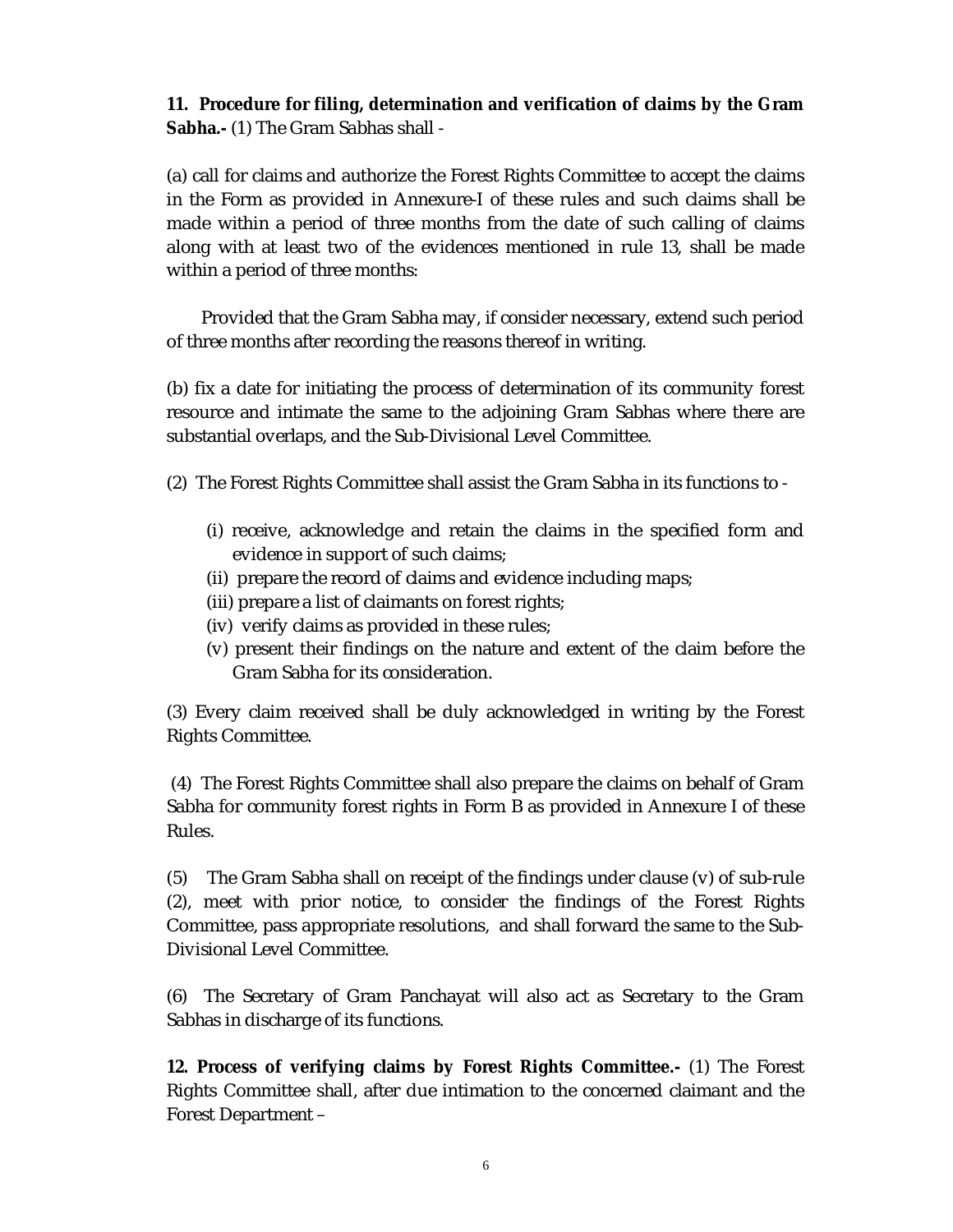**11. Procedure for filing, determination and verification of claims by the Gram Sabha.-** (1) The Gram Sabhas shall -

(a) call for claims and authorize the Forest Rights Committee to accept the claims in the Form as provided in Annexure-I of these rules and such claims shall be made within a period of three months from the date of such calling of claims along with at least two of the evidences mentioned in rule 13, shall be made within a period of three months:

Provided that the Gram Sabha may, if consider necessary, extend such period of three months after recording the reasons thereof in writing.

(b) fix a date for initiating the process of determination of its community forest resource and intimate the same to the adjoining Gram Sabhas where there are substantial overlaps, and the Sub-Divisional Level Committee.

(2) The Forest Rights Committee shall assist the Gram Sabha in its functions to -

(i) receive, acknowledge and retain the claims in the specified form and evidence in support of such claims;
(ii) prepare the record of claims and evidence including maps;
(iii) prepare a list of claimants on forest rights;
(iv) verify claims as provided in these rules;
(v) present their findings on the nature and extent of the claim before the Gram Sabha for its consideration.

(3) Every claim received shall be duly acknowledged in writing by the Forest Rights Committee.

(4) The Forest Rights Committee shall also prepare the claims on behalf of Gram Sabha for community forest rights in Form B as provided in Annexure I of these Rules.

(5) The Gram Sabha shall on receipt of the findings under clause (v) of sub-rule (2), meet with prior notice, to consider the findings of the Forest Rights Committee, pass appropriate resolutions, and shall forward the same to the Sub-Divisional Level Committee.

(6) The Secretary of Gram Panchayat will also act as Secretary to the Gram Sabhas in discharge of its functions.

**12. Process of verifying claims by Forest Rights Committee.-** (1) The Forest Rights Committee shall, after due intimation to the concerned claimant and the Forest Department –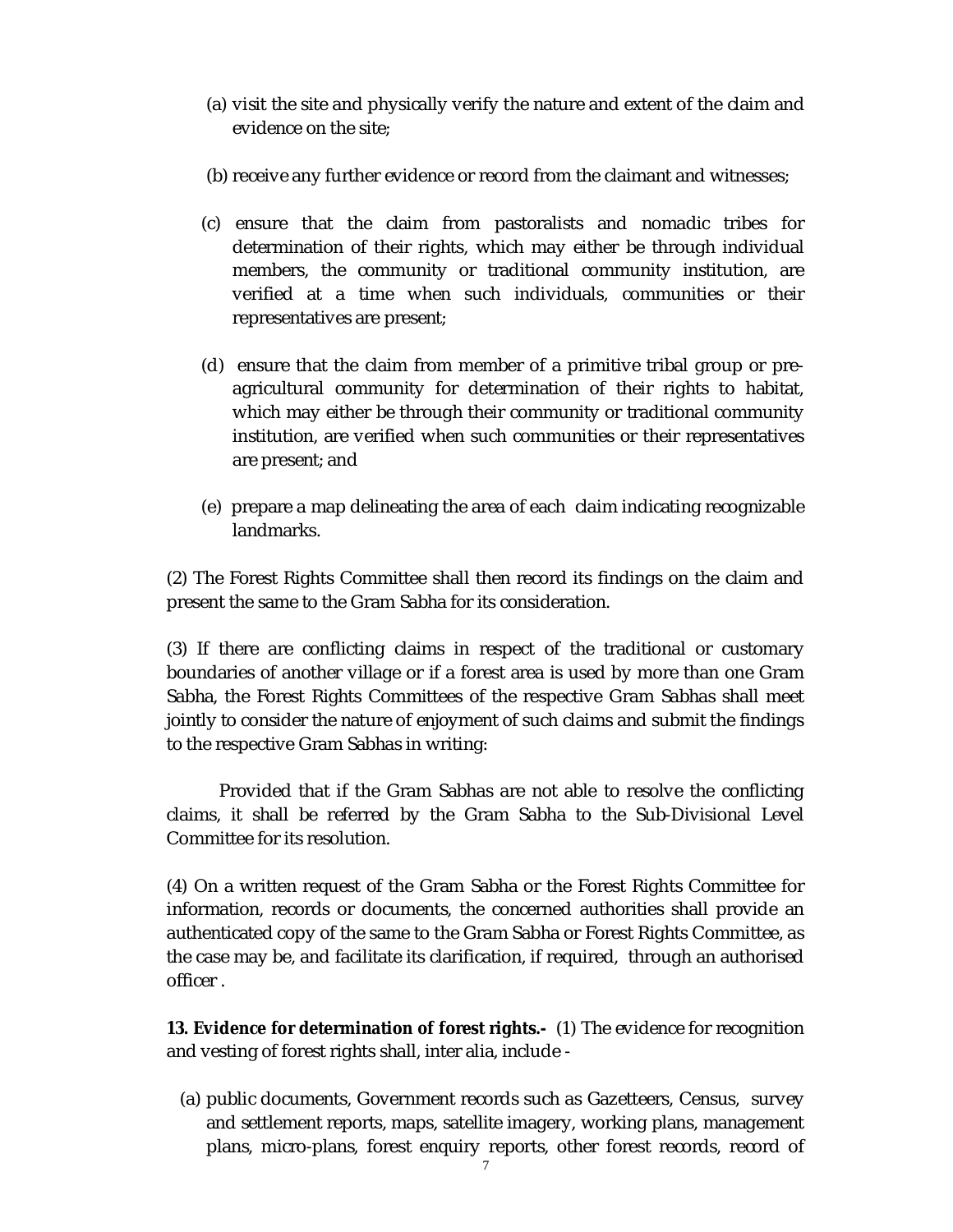(a) visit the site and physically verify the nature and extent of the claim and evidence on the site;

(b) receive any further evidence or record from the claimant and witnesses;

(c) ensure that the claim from pastoralists and nomadic tribes for determination of their rights, which may either be through individual members, the community or traditional community institution, are verified at a time when such individuals, communities or their representatives are present;

(d) ensure that the claim from member of a primitive tribal group or pre-agricultural community for determination of their rights to habitat, which may either be through their community or traditional community institution, are verified when such communities or their representatives are present; and

(e) prepare a map delineating the area of each claim indicating recognizable landmarks.

(2) The Forest Rights Committee shall then record its findings on the claim and present the same to the Gram Sabha for its consideration.

(3) If there are conflicting claims in respect of the traditional or customary boundaries of another village or if a forest area is used by more than one Gram Sabha, the Forest Rights Committees of the respective Gram Sabhas shall meet jointly to consider the nature of enjoyment of such claims and submit the findings to the respective Gram Sabhas in writing:

Provided that if the Gram Sabhas are not able to resolve the conflicting claims, it shall be referred by the Gram Sabha to the Sub-Divisional Level Committee for its resolution.

(4) On a written request of the Gram Sabha or the Forest Rights Committee for information, records or documents, the concerned authorities shall provide an authenticated copy of the same to the Gram Sabha or Forest Rights Committee, as the case may be, and facilitate its clarification, if required, through an authorised officer .

**13. Evidence for determination of forest rights.-** (1) The evidence for recognition and vesting of forest rights shall, inter alia, include -

(a) public documents, Government records such as Gazetteers, Census, survey and settlement reports, maps, satellite imagery, working plans, management plans, micro-plans, forest enquiry reports, other forest records, record of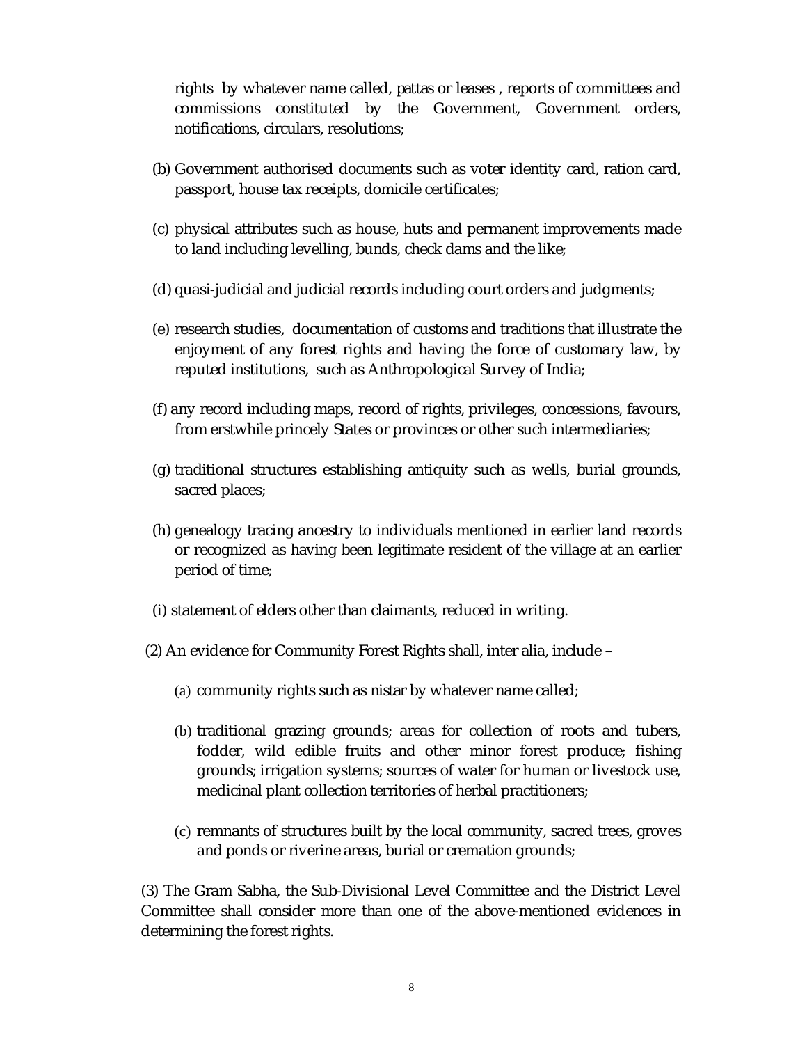rights by whatever name called, pattas or leases , reports of committees and commissions constituted by the Government, Government orders, notifications, circulars, resolutions;

(b) Government authorised documents such as voter identity card, ration card, passport, house tax receipts, domicile certificates;

(c) physical attributes such as house, huts and permanent improvements made to land including levelling, bunds, check dams and the like;

(d) quasi-judicial and judicial records including court orders and judgments;

(e) research studies, documentation of customs and traditions that illustrate the enjoyment of any forest rights and having the force of customary law, by reputed institutions, such as Anthropological Survey of India;

(f) any record including maps, record of rights, privileges, concessions, favours, from erstwhile princely States or provinces or other such intermediaries;

(g) traditional structures establishing antiquity such as wells, burial grounds, sacred places;

(h) genealogy tracing ancestry to individuals mentioned in earlier land records or recognized as having been legitimate resident of the village at an earlier period of time;

(i) statement of elders other than claimants, reduced in writing.

(2) An evidence for Community Forest Rights shall, inter alia, include –

(a) community rights such as nistar by whatever name called;

(b) traditional grazing grounds; areas for collection of roots and tubers, fodder, wild edible fruits and other minor forest produce; fishing grounds; irrigation systems; sources of water for human or livestock use, medicinal plant collection territories of herbal practitioners;

(c) remnants of structures built by the local community, sacred trees, groves and ponds or riverine areas, burial or cremation grounds;

(3) The Gram Sabha, the Sub-Divisional Level Committee and the District Level Committee shall consider more than one of the above-mentioned evidences in determining the forest rights.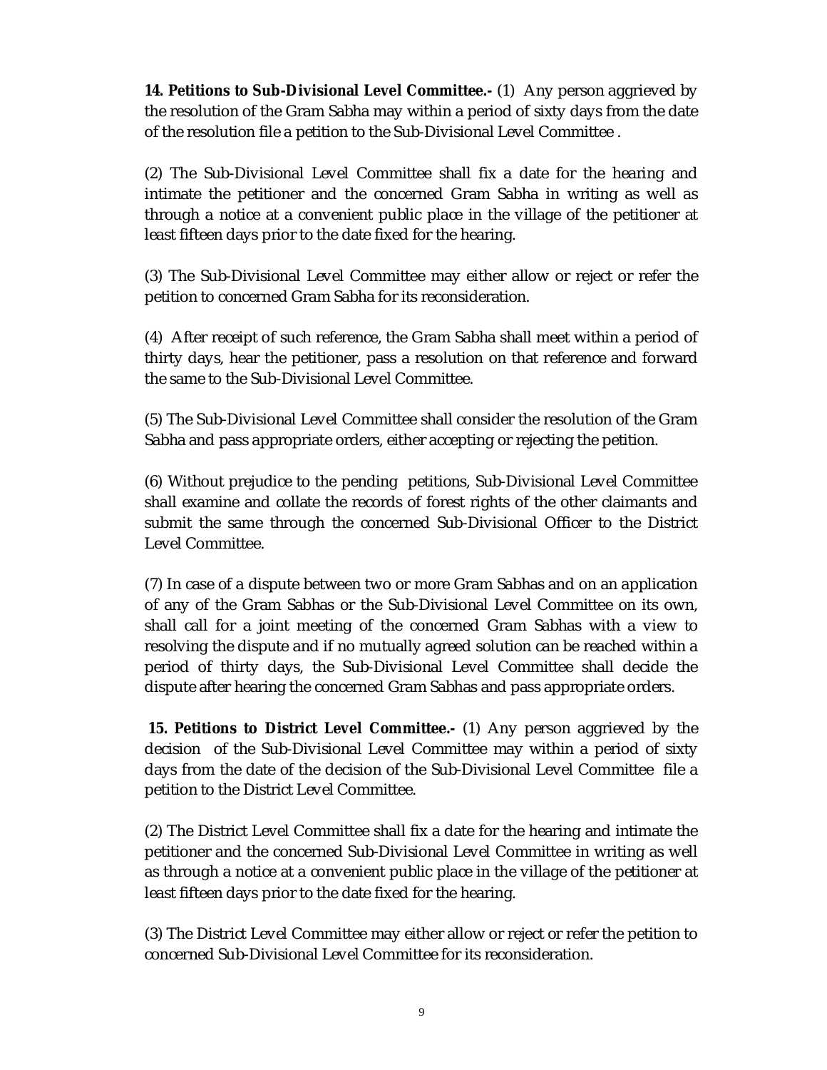**14. Petitions to Sub-Divisional Level Committee.-** (1) Any person aggrieved by the resolution of the Gram Sabha may within a period of sixty days from the date of the resolution file a petition to the Sub-Divisional Level Committee .

(2) The Sub-Divisional Level Committee shall fix a date for the hearing and intimate the petitioner and the concerned Gram Sabha in writing as well as through a notice at a convenient public place in the village of the petitioner at least fifteen days prior to the date fixed for the hearing.

(3) The Sub-Divisional Level Committee may either allow or reject or refer the petition to concerned Gram Sabha for its reconsideration.

(4) After receipt of such reference, the Gram Sabha shall meet within a period of thirty days, hear the petitioner, pass a resolution on that reference and forward the same to the Sub-Divisional Level Committee.

(5) The Sub-Divisional Level Committee shall consider the resolution of the Gram Sabha and pass appropriate orders, either accepting or rejecting the petition.

(6) Without prejudice to the pending petitions, Sub-Divisional Level Committee shall examine and collate the records of forest rights of the other claimants and submit the same through the concerned Sub-Divisional Officer to the District Level Committee.

(7) In case of a dispute between two or more Gram Sabhas and on an application of any of the Gram Sabhas or the Sub-Divisional Level Committee on its own, shall call for a joint meeting of the concerned Gram Sabhas with a view to resolving the dispute and if no mutually agreed solution can be reached within a period of thirty days, the Sub-Divisional Level Committee shall decide the dispute after hearing the concerned Gram Sabhas and pass appropriate orders.

**15. Petitions to District Level Committee.-** (1) Any person aggrieved by the decision of the Sub-Divisional Level Committee may within a period of sixty days from the date of the decision of the Sub-Divisional Level Committee file a petition to the District Level Committee.

(2) The District Level Committee shall fix a date for the hearing and intimate the petitioner and the concerned Sub-Divisional Level Committee in writing as well as through a notice at a convenient public place in the village of the petitioner at least fifteen days prior to the date fixed for the hearing.

(3) The District Level Committee may either allow or reject or refer the petition to concerned Sub-Divisional Level Committee for its reconsideration.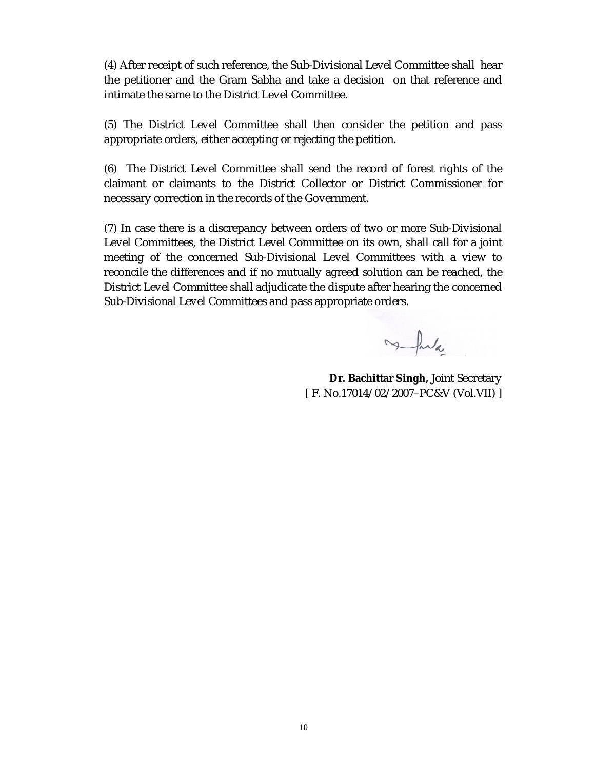(4) After receipt of such reference, the Sub-Divisional Level Committee shall hear the petitioner and the Gram Sabha and take a decision on that reference and intimate the same to the District Level Committee.

(5) The District Level Committee shall then consider the petition and pass appropriate orders, either accepting or rejecting the petition.

(6) The District Level Committee shall send the record of forest rights of the claimant or claimants to the District Collector or District Commissioner for necessary correction in the records of the Government.

(7) In case there is a discrepancy between orders of two or more Sub-Divisional Level Committees, the District Level Committee on its own, shall call for a joint meeting of the concerned Sub-Divisional Level Committees with a view to reconcile the differences and if no mutually agreed solution can be reached, the District Level Committee shall adjudicate the dispute after hearing the concerned Sub-Divisional Level Committees and pass appropriate orders.

**Dr. Bachittar Singh,** Joint Secretary
[ F. No.17014/02/2007–PC&V (Vol.VII) ]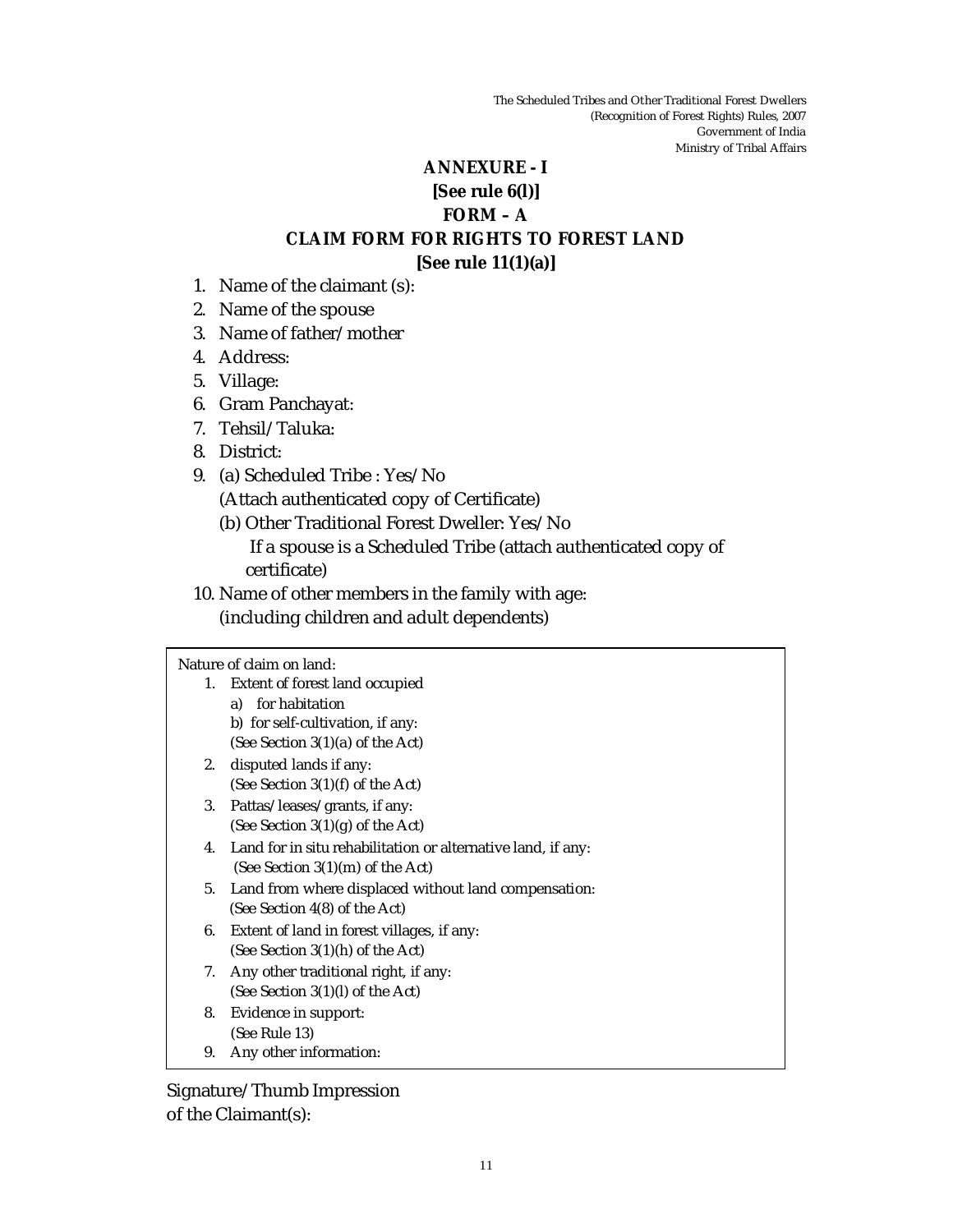The Scheduled Tribes and Other Traditional Forest Dwellers
(Recognition of Forest Rights) Rules, 2007
Government of India
Ministry of Tribal Affairs

# ANNEXURE - I

**[See rule 6(l)]**

**FORM – A**

## CLAIM FORM FOR RIGHTS TO FOREST LAND

**[See rule 11(1)(a)]**

1. Name of the claimant (s):
2. Name of the spouse
3. Name of father/mother
4. Address:
5. Village:
6. Gram Panchayat:
7. Tehsil/Taluka:
8. District:
9. (a) Scheduled Tribe : Yes/No
   (Attach authenticated copy of Certificate)
   (b) Other Traditional Forest Dweller: Yes/No
   If a spouse is a Scheduled Tribe (attach authenticated copy of certificate)
10. Name of other members in the family with age:
    (including children and adult dependents)

Nature of claim on land:

1. Extent of forest land occupied
   a) for habitation
   b) for self-cultivation, if any:
   (See Section 3(1)(a) of the Act)
2. disputed lands if any:
   (See Section 3(1)(f) of the Act)
3. Pattas/leases/grants, if any:
   (See Section 3(1)(g) of the Act)
4. Land for in situ rehabilitation or alternative land, if any:
   (See Section 3(1)(m) of the Act)
5. Land from where displaced without land compensation:
   (See Section 4(8) of the Act)
6. Extent of land in forest villages, if any:
   (See Section 3(1)(h) of the Act)
7. Any other traditional right, if any:
   (See Section 3(1)(l) of the Act)
8. Evidence in support:
   (See Rule 13)
9. Any other information:

Signature/Thumb Impression
of the Claimant(s):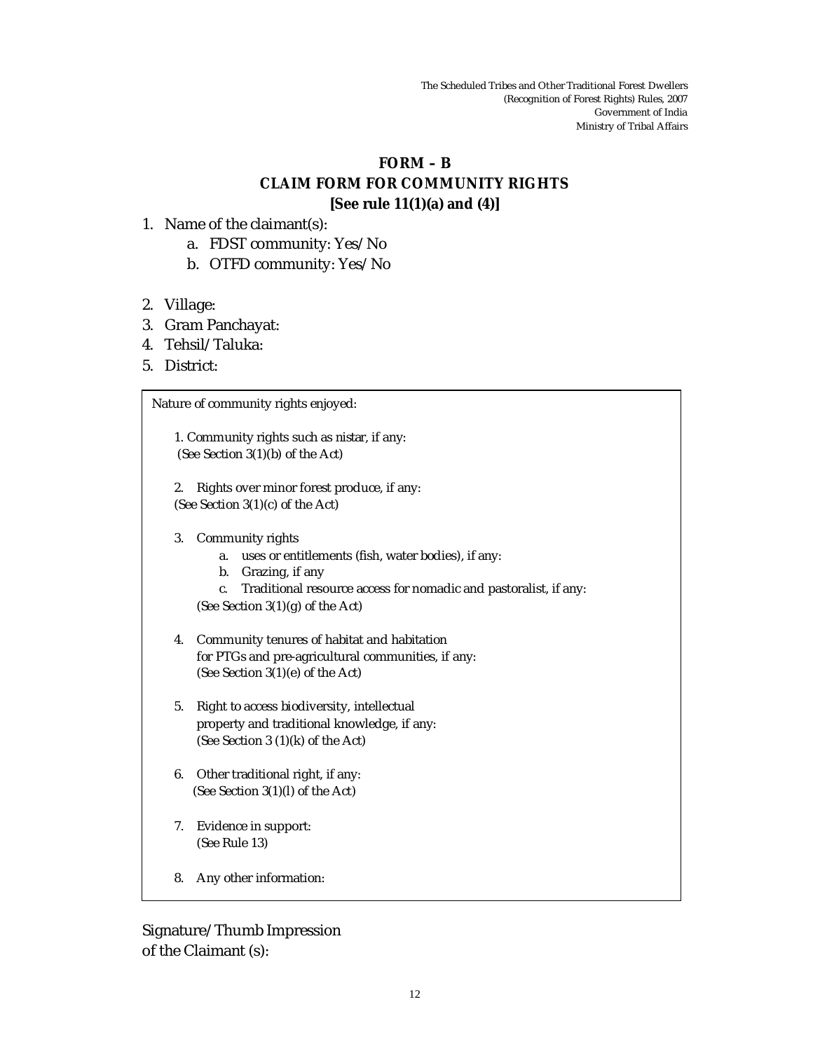The Scheduled Tribes and Other Traditional Forest Dwellers
(Recognition of Forest Rights) Rules, 2007
Government of India
Ministry of Tribal Affairs

# FORM – B
## CLAIM FORM FOR COMMUNITY RIGHTS
**[See rule 11(1)(a) and (4)]**

1. Name of the claimant(s):
   a. FDST community: Yes/No
   b. OTFD community: Yes/No

2. Village:
3. Gram Panchayat:
4. Tehsil/Taluka:
5. District:

Nature of community rights enjoyed:

1. Community rights such as nistar, if any:
   (See Section 3(1)(b) of the Act)

2. Rights over minor forest produce, if any:
   (See Section 3(1)(c) of the Act)

3. Community rights
   a. uses or entitlements (fish, water bodies), if any:
   b. Grazing, if any
   c. Traditional resource access for nomadic and pastoralist, if any:

   (See Section 3(1)(g) of the Act)

4. Community tenures of habitat and habitation for PTGs and pre-agricultural communities, if any:
   (See Section 3(1)(e) of the Act)

5. Right to access biodiversity, intellectual property and traditional knowledge, if any:
   (See Section 3 (1)(k) of the Act)

6. Other traditional right, if any:
   (See Section 3(1)(l) of the Act)

7. Evidence in support:
   (See Rule 13)

8. Any other information:

Signature/Thumb Impression
of the Claimant (s):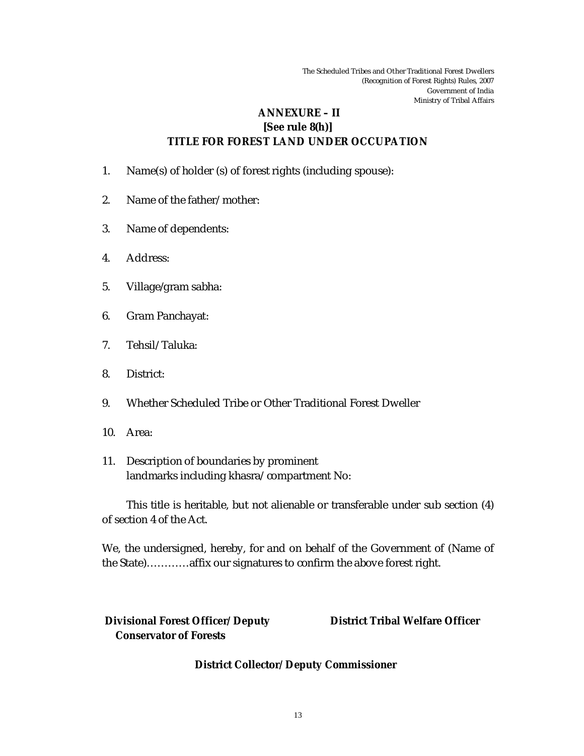The Scheduled Tribes and Other Traditional Forest Dwellers
(Recognition of Forest Rights) Rules, 2007
Government of India
Ministry of Tribal Affairs

## ANNEXURE – II
### [See rule 8(h)]
### TITLE FOR FOREST LAND UNDER OCCUPATION

1. Name(s) of holder (s) of forest rights (including spouse):
2. Name of the father/mother:
3. Name of dependents:
4. Address:
5. Village/gram sabha:
6. Gram Panchayat:
7. Tehsil/Taluka:
8. District:
9. Whether Scheduled Tribe or Other Traditional Forest Dweller
10. Area:
11. Description of boundaries by prominent landmarks including khasra/compartment No:

This title is heritable, but not alienable or transferable under sub section (4) of section 4 of the Act.

We, the undersigned, hereby, for and on behalf of the Government of (Name of the State)…………affix our signatures to confirm the above forest right.

**Divisional Forest Officer/Deputy Conservator of Forests**

**District Tribal Welfare Officer**

**District Collector/Deputy Commissioner**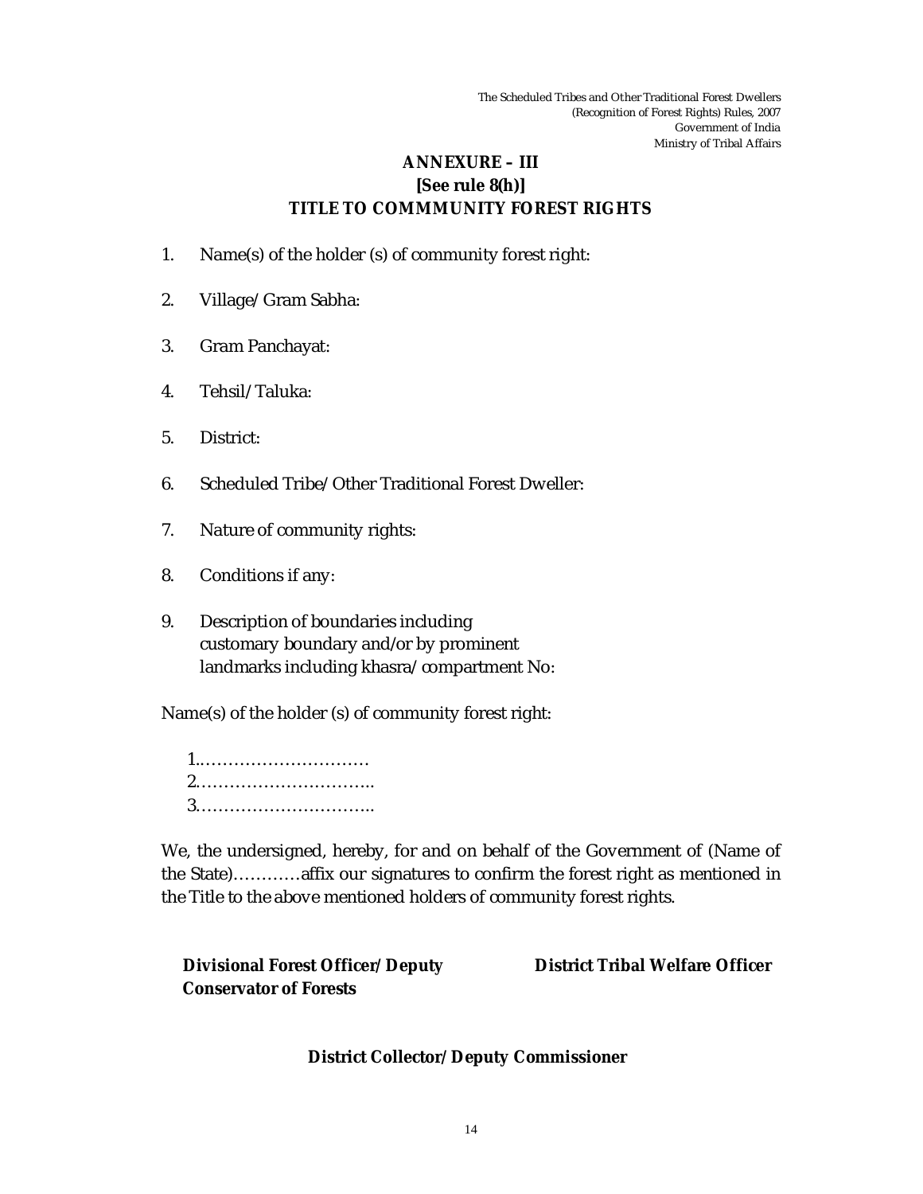The Scheduled Tribes and Other Traditional Forest Dwellers
(Recognition of Forest Rights) Rules, 2007
Government of India
Ministry of Tribal Affairs

## ANNEXURE – III
### [See rule 8(h)]
### TITLE TO COMMMUNITY FOREST RIGHTS

1. Name(s) of the holder (s) of community forest right:
2. Village/Gram Sabha:
3. Gram Panchayat:
4. Tehsil/Taluka:
5. District:
6. Scheduled Tribe/Other Traditional Forest Dweller:
7. Nature of community rights:
8. Conditions if any:
9. Description of boundaries including customary boundary and/or by prominent landmarks including khasra/compartment No:

Name(s) of the holder (s) of community forest right:

1..…………………………
2…………………………..
3…………………………..

We, the undersigned, hereby, for and on behalf of the Government of (Name of the State)…………affix our signatures to confirm the forest right as mentioned in the Title to the above mentioned holders of community forest rights.

**Divisional Forest Officer/Deputy Conservator of Forests**

**District Tribal Welfare Officer**

**District Collector/Deputy Commissioner**